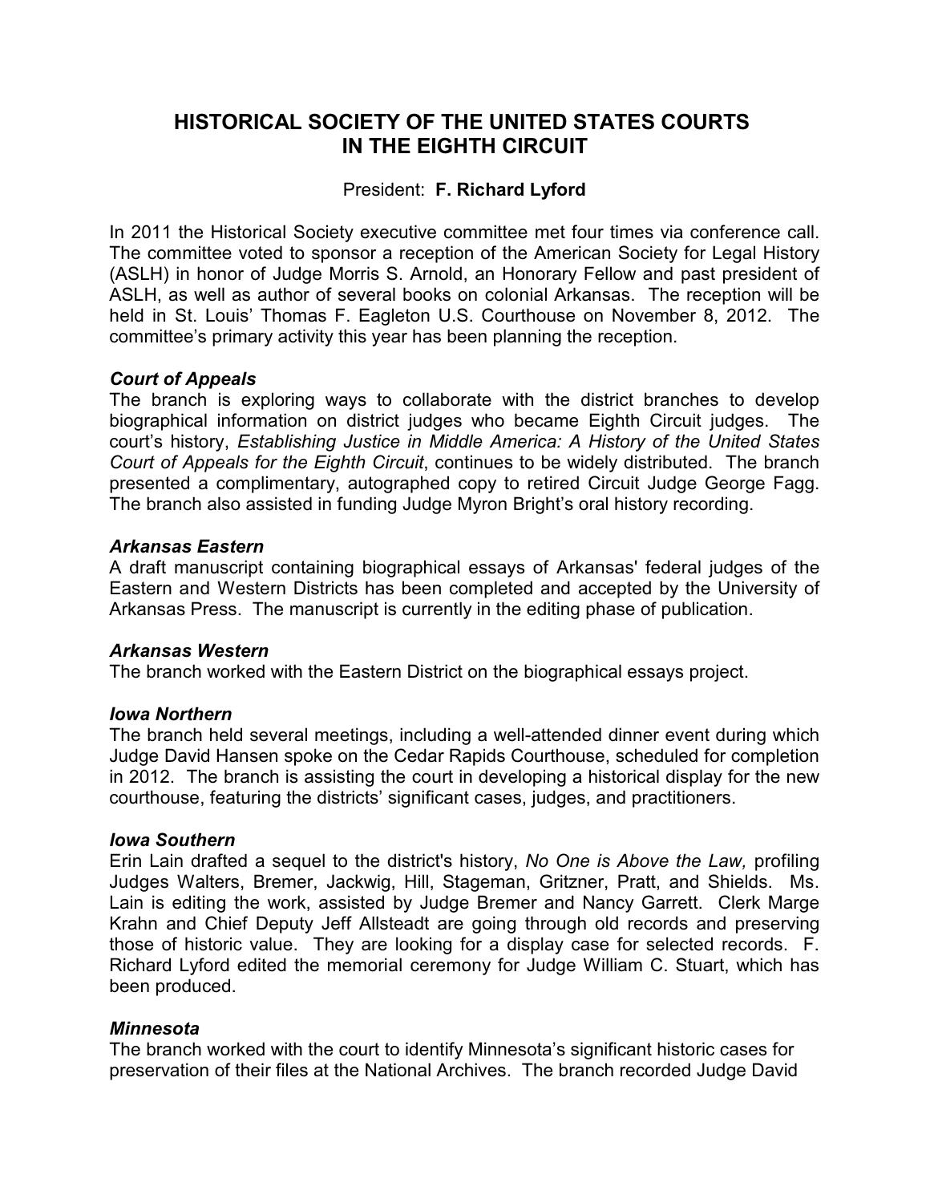# HISTORICAL SOCIETY OF THE UNITED STATES COURTS IN THE EIGHTH CIRCUIT

President: **F. Richard Lyford**

In 2011 the Historical Society executive committee met four times via conference call. The committee voted to sponsor a reception of the American Society for Legal History (ASLH) in honor of Judge Morris S. Arnold, an Honorary Fellow and past president of ASLH, as well as author of several books on colonial Arkansas. The reception will be held in St. Louis' Thomas F. Eagleton U.S. Courthouse on November 8, 2012. The committee's primary activity this year has been planning the reception.

### *Court of Appeals*

The branch is exploring ways to collaborate with the district branches to develop biographical information on district judges who became Eighth Circuit judges. The court's history, *Establishing Justice in Middle America: A History of the United States Court of Appeals for the Eighth Circuit*, continues to be widely distributed. The branch presented a complimentary, autographed copy to retired Circuit Judge George Fagg. The branch also assisted in funding Judge Myron Bright's oral history recording.

### *Arkansas Eastern*

A draft manuscript containing biographical essays of Arkansas' federal judges of the Eastern and Western Districts has been completed and accepted by the University of Arkansas Press. The manuscript is currently in the editing phase of publication.

### *Arkansas Western*

The branch worked with the Eastern District on the biographical essays project.

### *Iowa Northern*

The branch held several meetings, including a well-attended dinner event during which Judge David Hansen spoke on the Cedar Rapids Courthouse, scheduled for completion in 2012. The branch is assisting the court in developing a historical display for the new courthouse, featuring the districts' significant cases, judges, and practitioners.

### *Iowa Southern*

Erin Lain drafted a sequel to the district's history, *No One is Above the Law,* profiling Judges Walters, Bremer, Jackwig, Hill, Stageman, Gritzner, Pratt, and Shields. Ms. Lain is editing the work, assisted by Judge Bremer and Nancy Garrett. Clerk Marge Krahn and Chief Deputy Jeff Allsteadt are going through old records and preserving those of historic value. They are looking for a display case for selected records. F. Richard Lyford edited the memorial ceremony for Judge William C. Stuart, which has been produced.

### *Minnesota*

The branch worked with the court to identify Minnesota's significant historic cases for preservation of their files at the National Archives. The branch recorded Judge David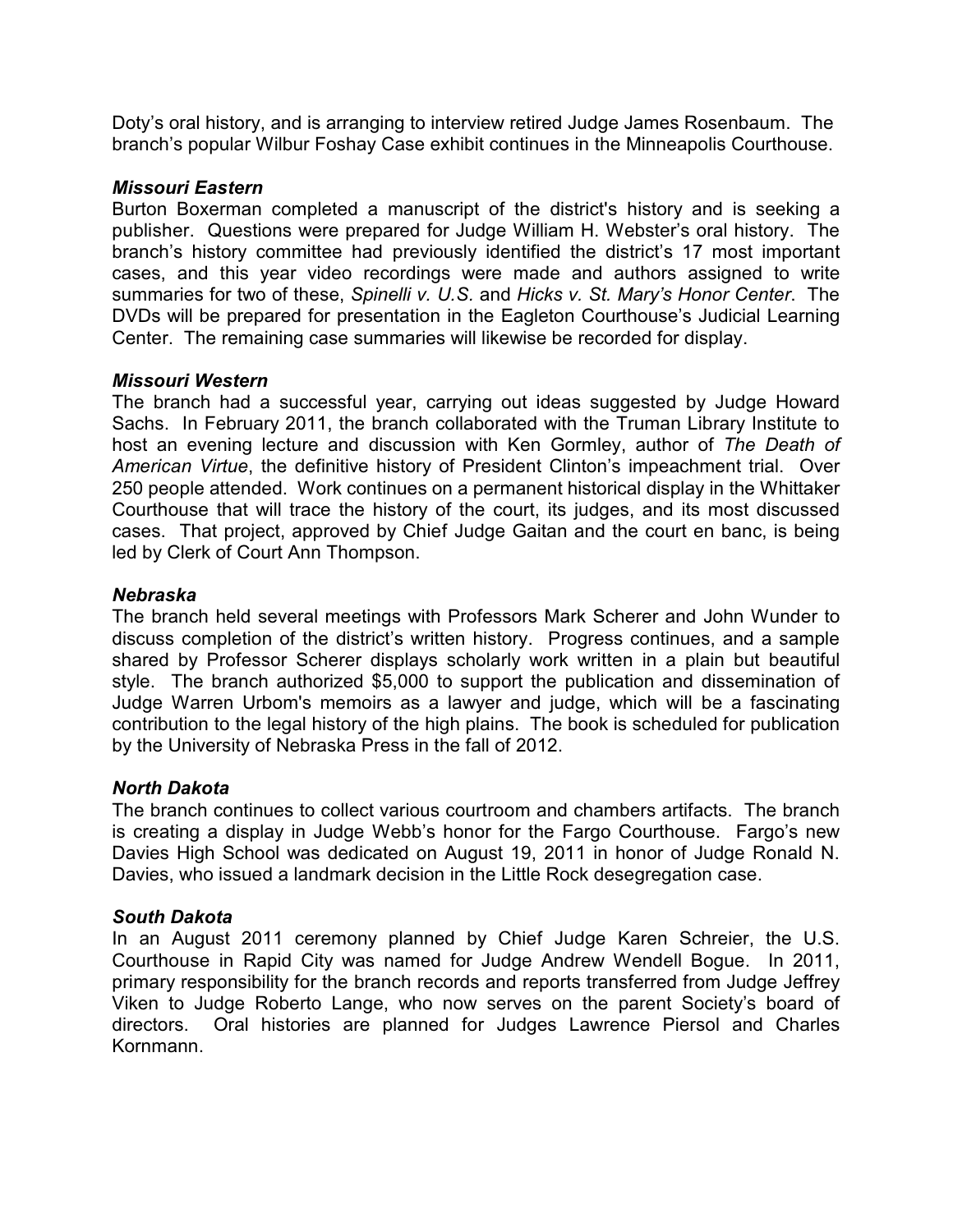Doty's oral history, and is arranging to interview retired Judge James Rosenbaum. The branch's popular Wilbur Foshay Case exhibit continues in the Minneapolis Courthouse.

***Missouri Eastern***

Burton Boxerman completed a manuscript of the district's history and is seeking a publisher. Questions were prepared for Judge William H. Webster's oral history. The branch's history committee had previously identified the district's 17 most important cases, and this year video recordings were made and authors assigned to write summaries for two of these, *Spinelli v. U.S.* and *Hicks v. St. Mary's Honor Center*. The DVDs will be prepared for presentation in the Eagleton Courthouse's Judicial Learning Center. The remaining case summaries will likewise be recorded for display.

***Missouri Western***

The branch had a successful year, carrying out ideas suggested by Judge Howard Sachs. In February 2011, the branch collaborated with the Truman Library Institute to host an evening lecture and discussion with Ken Gormley, author of *The Death of American Virtue*, the definitive history of President Clinton's impeachment trial. Over 250 people attended. Work continues on a permanent historical display in the Whittaker Courthouse that will trace the history of the court, its judges, and its most discussed cases. That project, approved by Chief Judge Gaitan and the court en banc, is being led by Clerk of Court Ann Thompson.

***Nebraska***

The branch held several meetings with Professors Mark Scherer and John Wunder to discuss completion of the district's written history. Progress continues, and a sample shared by Professor Scherer displays scholarly work written in a plain but beautiful style. The branch authorized $5,000 to support the publication and dissemination of Judge Warren Urbom's memoirs as a lawyer and judge, which will be a fascinating contribution to the legal history of the high plains. The book is scheduled for publication by the University of Nebraska Press in the fall of 2012.

***North Dakota***

The branch continues to collect various courtroom and chambers artifacts. The branch is creating a display in Judge Webb's honor for the Fargo Courthouse. Fargo's new Davies High School was dedicated on August 19, 2011 in honor of Judge Ronald N. Davies, who issued a landmark decision in the Little Rock desegregation case.

***South Dakota***

In an August 2011 ceremony planned by Chief Judge Karen Schreier, the U.S. Courthouse in Rapid City was named for Judge Andrew Wendell Bogue. In 2011, primary responsibility for the branch records and reports transferred from Judge Jeffrey Viken to Judge Roberto Lange, who now serves on the parent Society's board of directors. Oral histories are planned for Judges Lawrence Piersol and Charles Kornmann.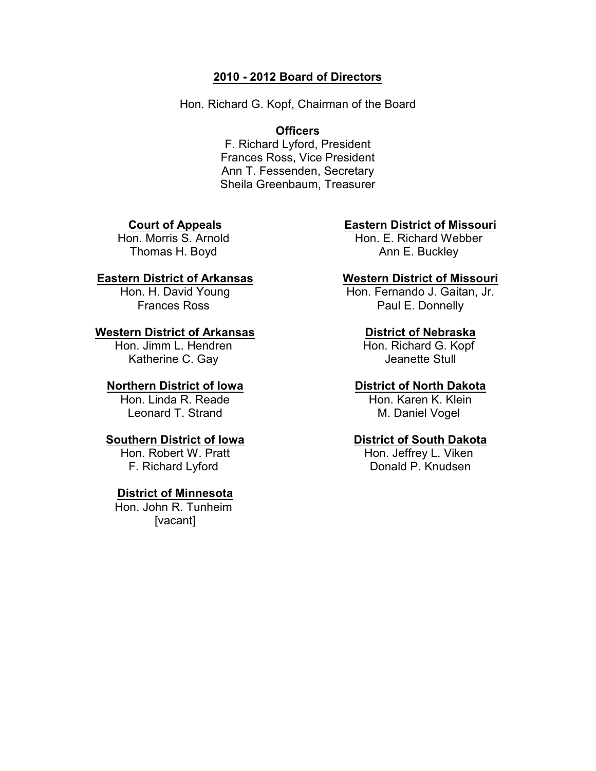## 2010 - 2012 Board of Directors

Hon. Richard G. Kopf, Chairman of the Board

**Officers**

F. Richard Lyford, President
Frances Ross, Vice President
Ann T. Fessenden, Secretary
Sheila Greenbaum, Treasurer

**Court of Appeals**

Hon. Morris S. Arnold
Thomas H. Boyd

**Eastern District of Arkansas**

Hon. H. David Young
Frances Ross

**Western District of Arkansas**

Hon. Jimm L. Hendren
Katherine C. Gay

**Northern District of Iowa**

Hon. Linda R. Reade
Leonard T. Strand

**Southern District of Iowa**

Hon. Robert W. Pratt
F. Richard Lyford

**District of Minnesota**

Hon. John R. Tunheim
[vacant]

**Eastern District of Missouri**

Hon. E. Richard Webber
Ann E. Buckley

**Western District of Missouri**

Hon. Fernando J. Gaitan, Jr.
Paul E. Donnelly

**District of Nebraska**

Hon. Richard G. Kopf
Jeanette Stull

**District of North Dakota**

Hon. Karen K. Klein
M. Daniel Vogel

**District of South Dakota**

Hon. Jeffrey L. Viken
Donald P. Knudsen